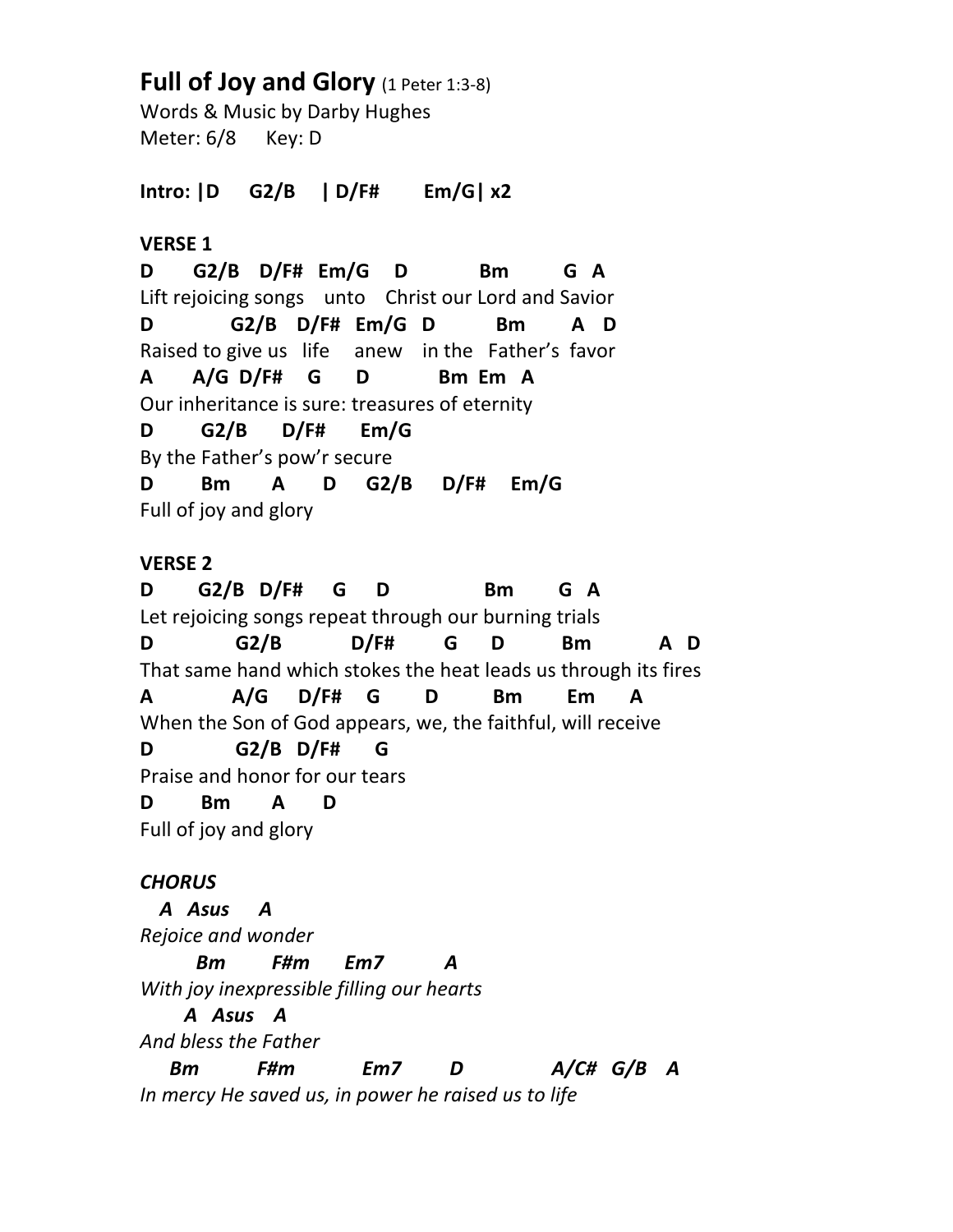# Full of Joy and Glory (1 Peter 1:3-8)

Words & Music by Darby Hughes
Meter: 6/8 Key: D

**Intro: |D G2/B | D/F# Em/G| x2**

**VERSE 1**

```
D      G2/B   D/F#  Em/G    D          Bm        G  A
Lift rejoicing songs    unto    Christ our Lord and Savior
D            G2/B   D/F#   Em/G  D         Bm       A   D
Raised to give us   life    anew    in the   Father's  favor
A      A/G  D/F#    G      D           Bm  Em   A
Our inheritance is sure: treasures of eternity
D       G2/B      D/F#      Em/G
By the Father's pow'r secure
D       Bm       A      D     G2/B     D/F#    Em/G
Full of joy and glory
```

**VERSE 2**

```
D       G2/B  D/F#     G     D              Bm       G  A
Let rejoicing songs repeat through our burning trials
D             G2/B           D/F#        G      D         Bm          A  D
That same hand which stokes the heat leads us through its fires
A            A/G     D/F#    G       D        Bm       Em      A
When the Son of God appears, we, the faithful, will receive
D             G2/B  D/F#      G
Praise and honor for our tears
D       Bm       A      D
Full of joy and glory
```

***CHORUS***

```
   A  Asus    A
Rejoice and wonder
       Bm       F#m      Em7         A
With joy inexpressible filling our hearts
     A  Asus   A
And bless the Father
    Bm         F#m           Em7        D              A/C#   G/B   A
In mercy He saved us, in power he raised us to life
```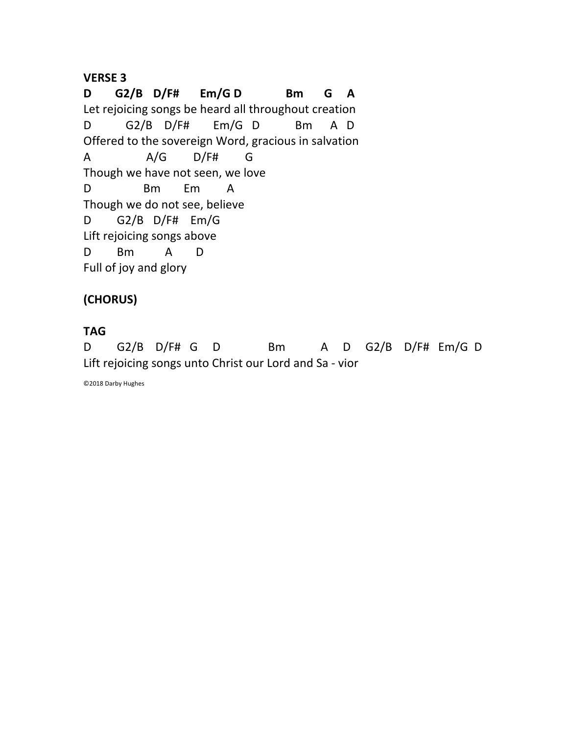**VERSE 3**

```
D      G2/B   D/F#      Em/G D           Bm      G    A
Let rejoicing songs be heard all throughout creation
D         G2/B   D/F#       Em/G   D          Bm     A  D
Offered to the sovereign Word, gracious in salvation
A               A/G        D/F#        G
Though we have not seen, we love
D              Bm       Em        A
Though we do not see, believe
D       G2/B   D/F#   Em/G
Lift rejoicing songs above
D       Bm         A       D
Full of joy and glory
```

**(CHORUS)**

**TAG**

```
D       G2/B    D/F#   G     D             Bm          A     D     G2/B    D/F#   Em/G  D
Lift rejoicing songs unto Christ our Lord and Sa - vior
```

©2018 Darby Hughes